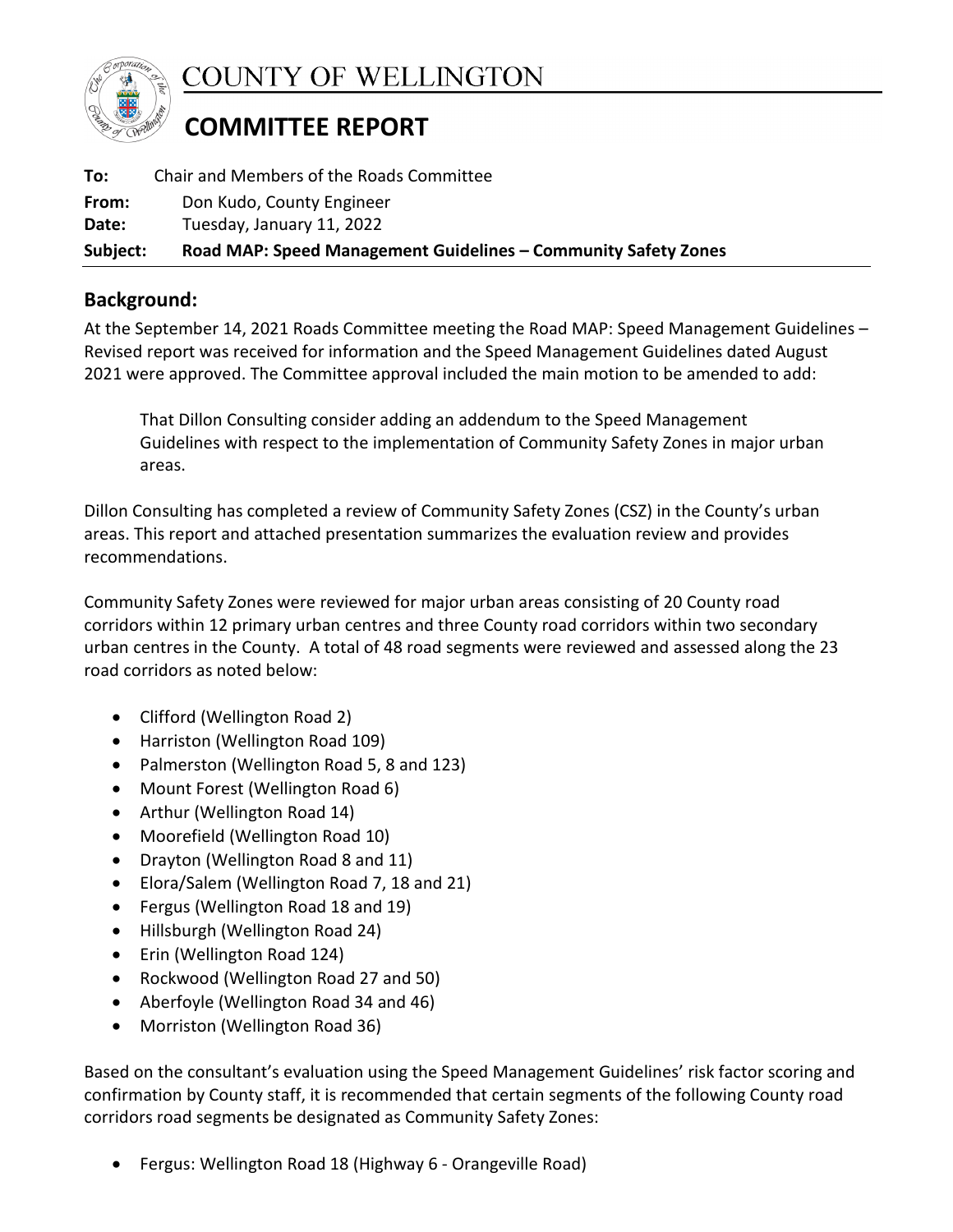# COUNTY OF WELLINGTON

## COMMITTEE REPORT

**To:** Chair and Members of the Roads Committee
**From:** Don Kudo, County Engineer
**Date:** Tuesday, January 11, 2022
**Subject:** **Road MAP: Speed Management Guidelines – Community Safety Zones**

## Background:

At the September 14, 2021 Roads Committee meeting the Road MAP: Speed Management Guidelines – Revised report was received for information and the Speed Management Guidelines dated August 2021 were approved. The Committee approval included the main motion to be amended to add:

> That Dillon Consulting consider adding an addendum to the Speed Management Guidelines with respect to the implementation of Community Safety Zones in major urban areas.

Dillon Consulting has completed a review of Community Safety Zones (CSZ) in the County's urban areas. This report and attached presentation summarizes the evaluation review and provides recommendations.

Community Safety Zones were reviewed for major urban areas consisting of 20 County road corridors within 12 primary urban centres and three County road corridors within two secondary urban centres in the County. A total of 48 road segments were reviewed and assessed along the 23 road corridors as noted below:

- Clifford (Wellington Road 2)
- Harriston (Wellington Road 109)
- Palmerston (Wellington Road 5, 8 and 123)
- Mount Forest (Wellington Road 6)
- Arthur (Wellington Road 14)
- Moorefield (Wellington Road 10)
- Drayton (Wellington Road 8 and 11)
- Elora/Salem (Wellington Road 7, 18 and 21)
- Fergus (Wellington Road 18 and 19)
- Hillsburgh (Wellington Road 24)
- Erin (Wellington Road 124)
- Rockwood (Wellington Road 27 and 50)
- Aberfoyle (Wellington Road 34 and 46)
- Morriston (Wellington Road 36)

Based on the consultant's evaluation using the Speed Management Guidelines' risk factor scoring and confirmation by County staff, it is recommended that certain segments of the following County road corridors road segments be designated as Community Safety Zones:

- Fergus: Wellington Road 18 (Highway 6 - Orangeville Road)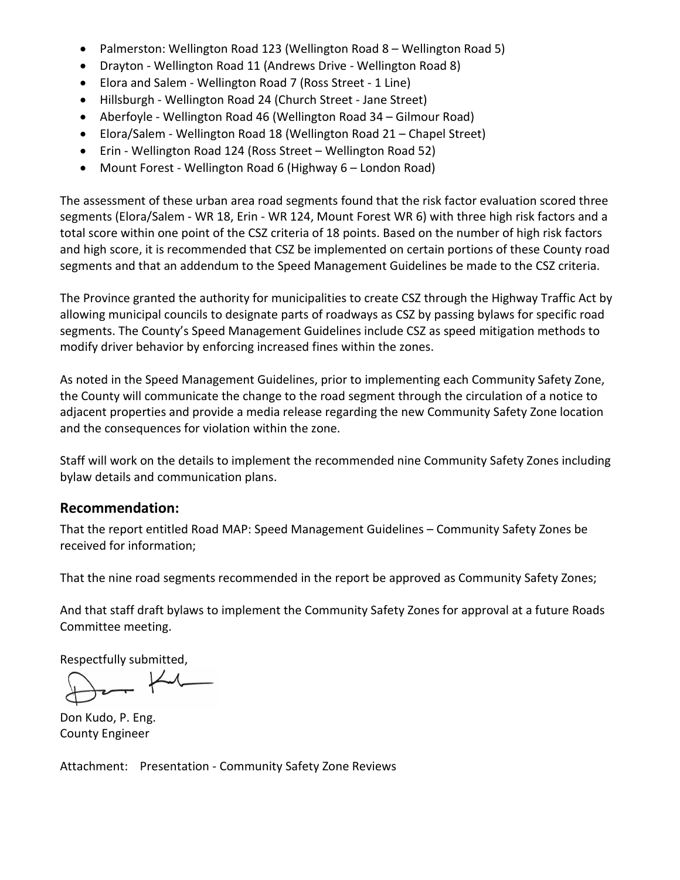- Palmerston: Wellington Road 123 (Wellington Road 8 – Wellington Road 5)
- Drayton - Wellington Road 11 (Andrews Drive - Wellington Road 8)
- Elora and Salem - Wellington Road 7 (Ross Street - 1 Line)
- Hillsburgh - Wellington Road 24 (Church Street - Jane Street)
- Aberfoyle - Wellington Road 46 (Wellington Road 34 – Gilmour Road)
- Elora/Salem - Wellington Road 18 (Wellington Road 21 – Chapel Street)
- Erin - Wellington Road 124 (Ross Street – Wellington Road 52)
- Mount Forest - Wellington Road 6 (Highway 6 – London Road)

The assessment of these urban area road segments found that the risk factor evaluation scored three segments (Elora/Salem - WR 18, Erin - WR 124, Mount Forest WR 6) with three high risk factors and a total score within one point of the CSZ criteria of 18 points. Based on the number of high risk factors and high score, it is recommended that CSZ be implemented on certain portions of these County road segments and that an addendum to the Speed Management Guidelines be made to the CSZ criteria.

The Province granted the authority for municipalities to create CSZ through the Highway Traffic Act by allowing municipal councils to designate parts of roadways as CSZ by passing bylaws for specific road segments. The County's Speed Management Guidelines include CSZ as speed mitigation methods to modify driver behavior by enforcing increased fines within the zones.

As noted in the Speed Management Guidelines, prior to implementing each Community Safety Zone, the County will communicate the change to the road segment through the circulation of a notice to adjacent properties and provide a media release regarding the new Community Safety Zone location and the consequences for violation within the zone.

Staff will work on the details to implement the recommended nine Community Safety Zones including bylaw details and communication plans.

## Recommendation:

That the report entitled Road MAP: Speed Management Guidelines – Community Safety Zones be received for information;

That the nine road segments recommended in the report be approved as Community Safety Zones;

And that staff draft bylaws to implement the Community Safety Zones for approval at a future Roads Committee meeting.

Respectfully submitted,

Don Kudo, P. Eng.
County Engineer

Attachment: Presentation - Community Safety Zone Reviews